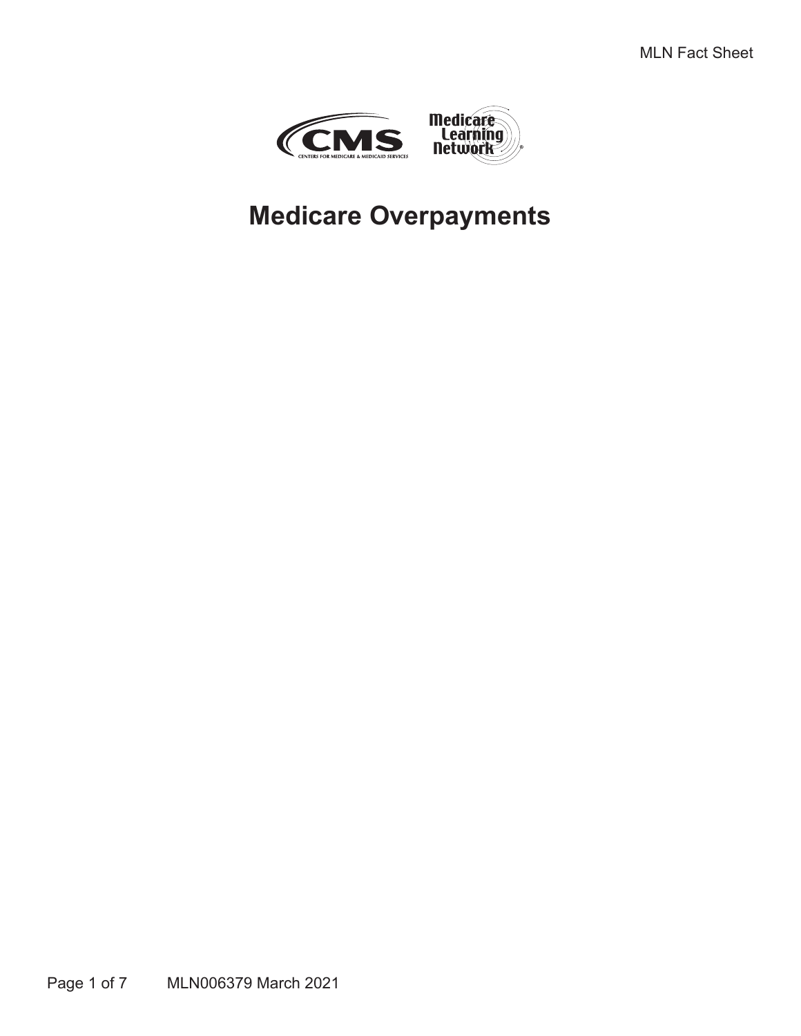# Medicare Overpayments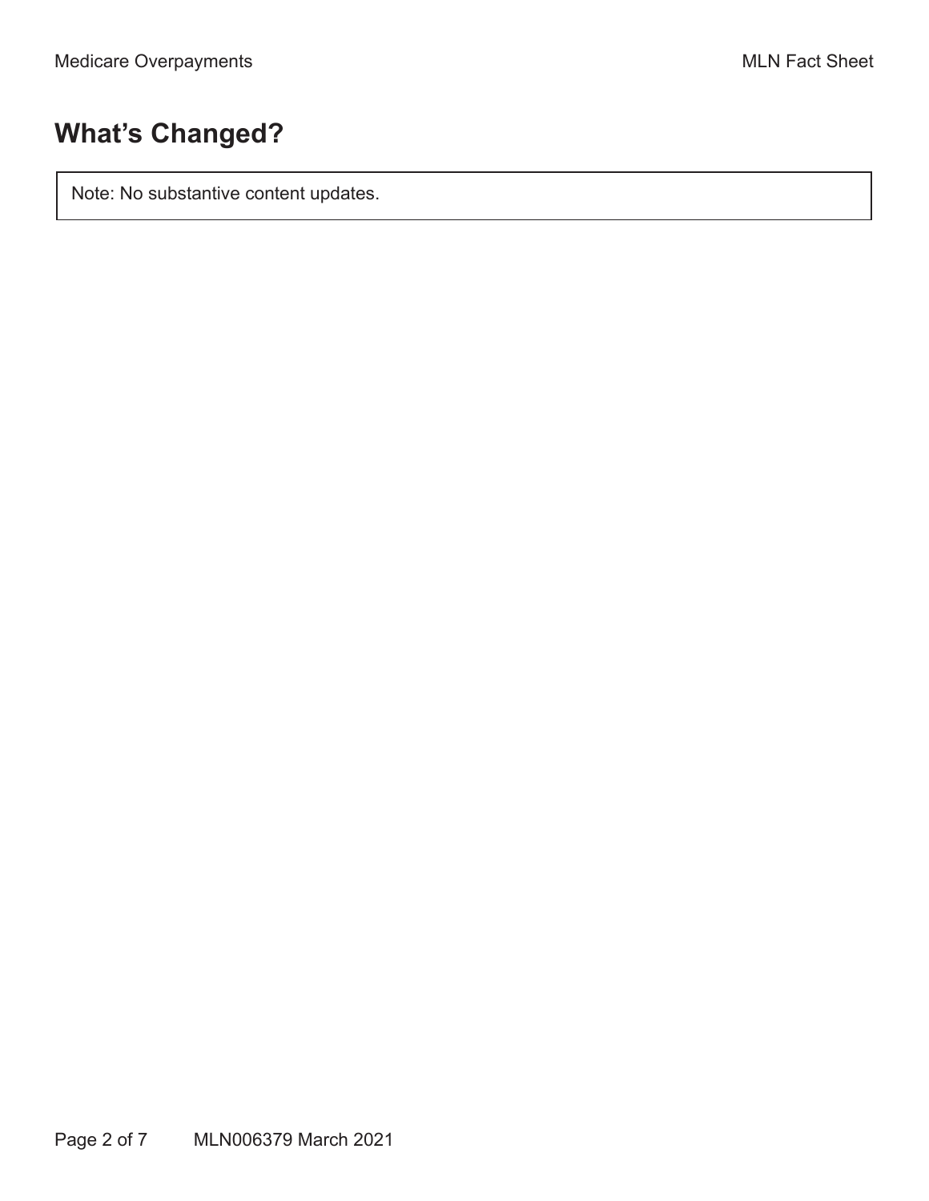## What's Changed?

Note: No substantive content updates.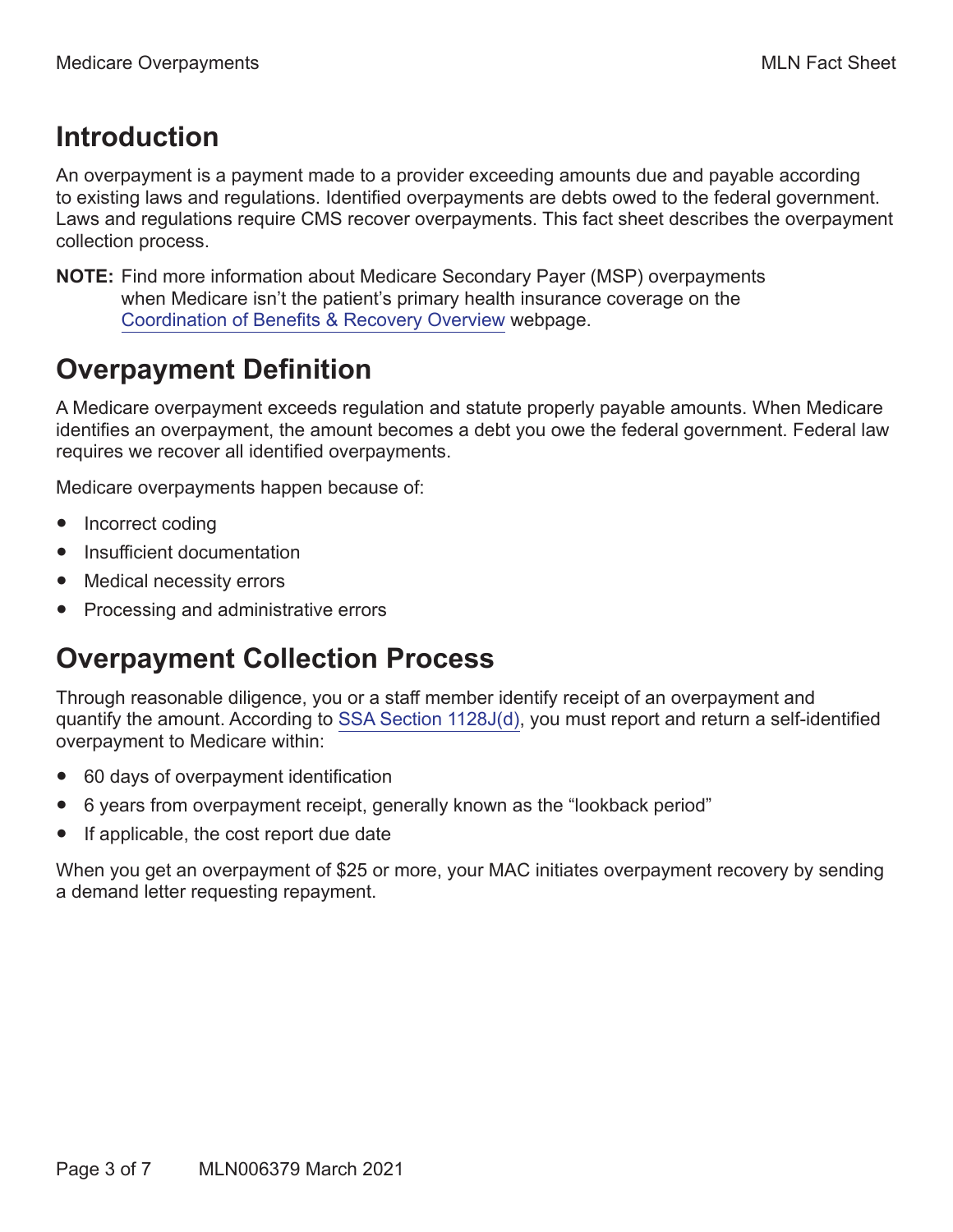## Introduction

An overpayment is a payment made to a provider exceeding amounts due and payable according to existing laws and regulations. Identified overpayments are debts owed to the federal government. Laws and regulations require CMS recover overpayments. This fact sheet describes the overpayment collection process.

**NOTE:** Find more information about Medicare Secondary Payer (MSP) overpayments when Medicare isn't the patient's primary health insurance coverage on the Coordination of Benefits & Recovery Overview webpage.

## Overpayment Definition

A Medicare overpayment exceeds regulation and statute properly payable amounts. When Medicare identifies an overpayment, the amount becomes a debt you owe the federal government. Federal law requires we recover all identified overpayments.

Medicare overpayments happen because of:

- Incorrect coding
- Insufficient documentation
- Medical necessity errors
- Processing and administrative errors

## Overpayment Collection Process

Through reasonable diligence, you or a staff member identify receipt of an overpayment and quantify the amount. According to SSA Section 1128J(d), you must report and return a self-identified overpayment to Medicare within:

- 60 days of overpayment identification
- 6 years from overpayment receipt, generally known as the "lookback period"
- If applicable, the cost report due date

When you get an overpayment of $25 or more, your MAC initiates overpayment recovery by sending a demand letter requesting repayment.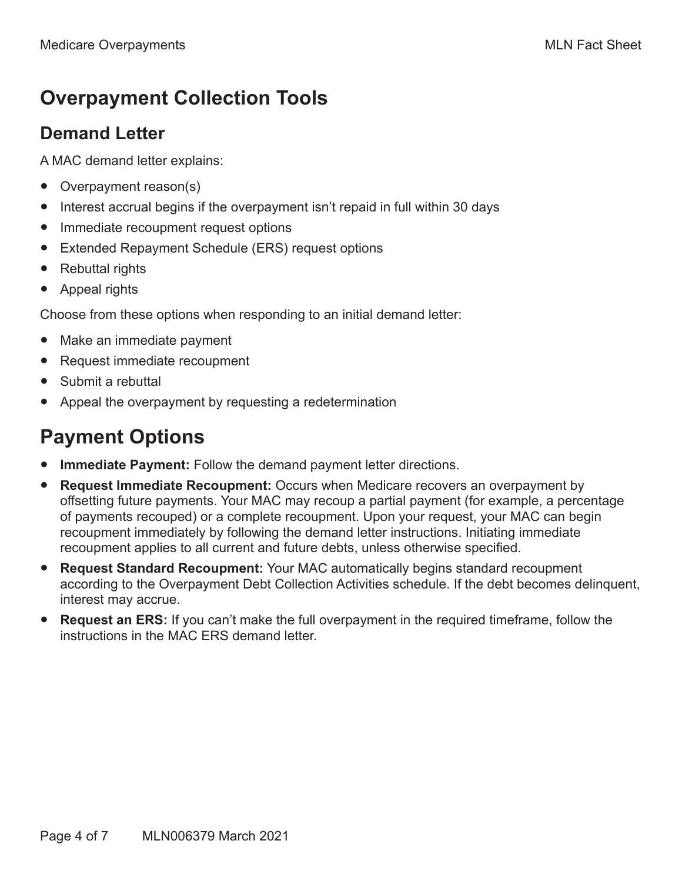## Overpayment Collection Tools

### Demand Letter

A MAC demand letter explains:

- Overpayment reason(s)
- Interest accrual begins if the overpayment isn't repaid in full within 30 days
- Immediate recoupment request options
- Extended Repayment Schedule (ERS) request options
- Rebuttal rights
- Appeal rights

Choose from these options when responding to an initial demand letter:

- Make an immediate payment
- Request immediate recoupment
- Submit a rebuttal
- Appeal the overpayment by requesting a redetermination

## Payment Options

- **Immediate Payment:** Follow the demand payment letter directions.
- **Request Immediate Recoupment:** Occurs when Medicare recovers an overpayment by offsetting future payments. Your MAC may recoup a partial payment (for example, a percentage of payments recouped) or a complete recoupment. Upon your request, your MAC can begin recoupment immediately by following the demand letter instructions. Initiating immediate recoupment applies to all current and future debts, unless otherwise specified.
- **Request Standard Recoupment:** Your MAC automatically begins standard recoupment according to the Overpayment Debt Collection Activities schedule. If the debt becomes delinquent, interest may accrue.
- **Request an ERS:** If you can't make the full overpayment in the required timeframe, follow the instructions in the MAC ERS demand letter.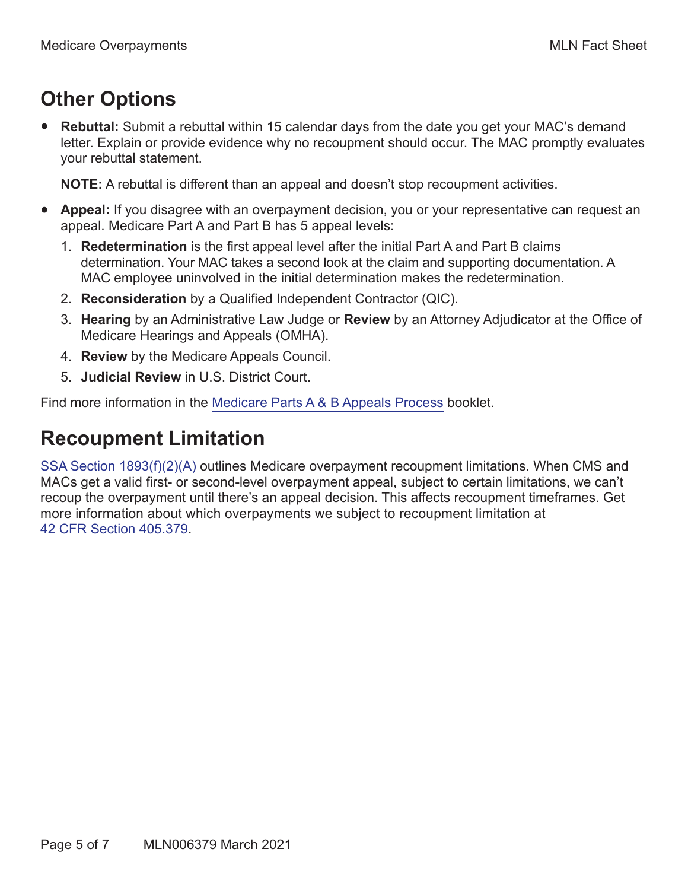## Other Options

- **Rebuttal:** Submit a rebuttal within 15 calendar days from the date you get your MAC's demand letter. Explain or provide evidence why no recoupment should occur. The MAC promptly evaluates your rebuttal statement.

  **NOTE:** A rebuttal is different than an appeal and doesn't stop recoupment activities.

- **Appeal:** If you disagree with an overpayment decision, you or your representative can request an appeal. Medicare Part A and Part B has 5 appeal levels:
  1. **Redetermination** is the first appeal level after the initial Part A and Part B claims determination. Your MAC takes a second look at the claim and supporting documentation. A MAC employee uninvolved in the initial determination makes the redetermination.
  2. **Reconsideration** by a Qualified Independent Contractor (QIC).
  3. **Hearing** by an Administrative Law Judge or **Review** by an Attorney Adjudicator at the Office of Medicare Hearings and Appeals (OMHA).
  4. **Review** by the Medicare Appeals Council.
  5. **Judicial Review** in U.S. District Court.

Find more information in the Medicare Parts A & B Appeals Process booklet.

## Recoupment Limitation

SSA Section 1893(f)(2)(A) outlines Medicare overpayment recoupment limitations. When CMS and MACs get a valid first- or second-level overpayment appeal, subject to certain limitations, we can't recoup the overpayment until there's an appeal decision. This affects recoupment timeframes. Get more information about which overpayments we subject to recoupment limitation at 42 CFR Section 405.379.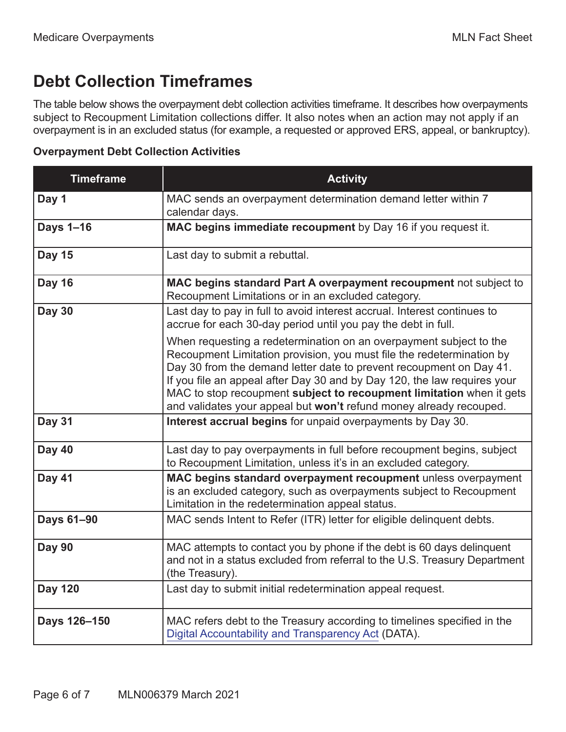## Debt Collection Timeframes

The table below shows the overpayment debt collection activities timeframe. It describes how overpayments subject to Recoupment Limitation collections differ. It also notes when an action may not apply if an overpayment is in an excluded status (for example, a requested or approved ERS, appeal, or bankruptcy).

**Overpayment Debt Collection Activities**

| Timeframe | Activity |
|---|---|
| **Day 1** | MAC sends an overpayment determination demand letter within 7 calendar days. |
| **Days 1–16** | **MAC begins immediate recoupment** by Day 16 if you request it. |
| **Day 15** | Last day to submit a rebuttal. |
| **Day 16** | **MAC begins standard Part A overpayment recoupment** not subject to Recoupment Limitations or in an excluded category. |
| **Day 30** | Last day to pay in full to avoid interest accrual. Interest continues to accrue for each 30-day period until you pay the debt in full.<br><br>When requesting a redetermination on an overpayment subject to the Recoupment Limitation provision, you must file the redetermination by Day 30 from the demand letter date to prevent recoupment on Day 41. If you file an appeal after Day 30 and by Day 120, the law requires your MAC to stop recoupment **subject to recoupment limitation** when it gets and validates your appeal but **won't** refund money already recouped. |
| **Day 31** | **Interest accrual begins** for unpaid overpayments by Day 30. |
| **Day 40** | Last day to pay overpayments in full before recoupment begins, subject to Recoupment Limitation, unless it's in an excluded category. |
| **Day 41** | **MAC begins standard overpayment recoupment** unless overpayment is an excluded category, such as overpayments subject to Recoupment Limitation in the redetermination appeal status. |
| **Days 61–90** | MAC sends Intent to Refer (ITR) letter for eligible delinquent debts. |
| **Day 90** | MAC attempts to contact you by phone if the debt is 60 days delinquent and not in a status excluded from referral to the U.S. Treasury Department (the Treasury). |
| **Day 120** | Last day to submit initial redetermination appeal request. |
| **Days 126–150** | MAC refers debt to the Treasury according to timelines specified in the Digital Accountability and Transparency Act (DATA). |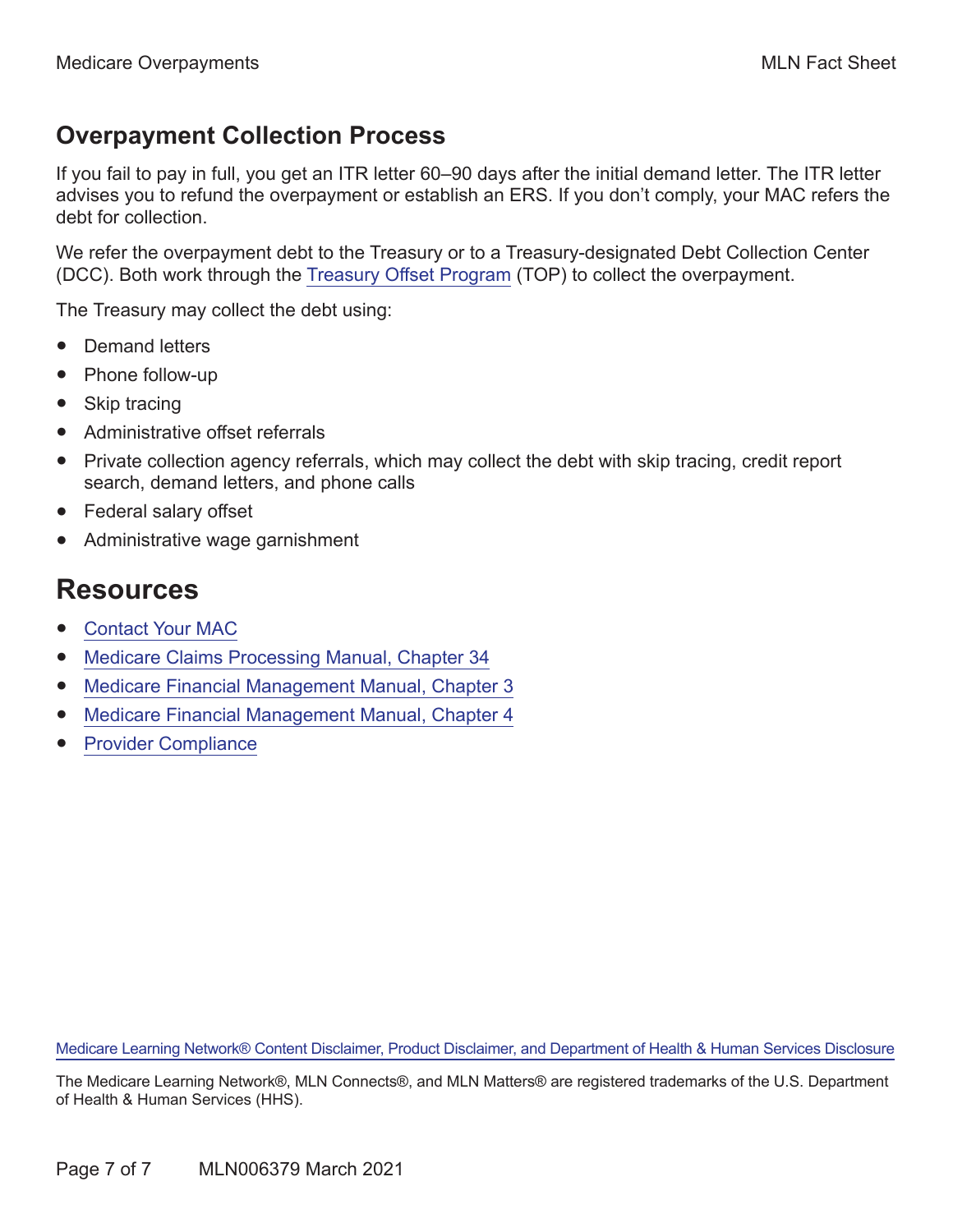## Overpayment Collection Process

If you fail to pay in full, you get an ITR letter 60–90 days after the initial demand letter. The ITR letter advises you to refund the overpayment or establish an ERS. If you don't comply, your MAC refers the debt for collection.

We refer the overpayment debt to the Treasury or to a Treasury-designated Debt Collection Center (DCC). Both work through the Treasury Offset Program (TOP) to collect the overpayment.

The Treasury may collect the debt using:

- Demand letters
- Phone follow-up
- Skip tracing
- Administrative offset referrals
- Private collection agency referrals, which may collect the debt with skip tracing, credit report search, demand letters, and phone calls
- Federal salary offset
- Administrative wage garnishment

# Resources

- Contact Your MAC
- Medicare Claims Processing Manual, Chapter 34
- Medicare Financial Management Manual, Chapter 3
- Medicare Financial Management Manual, Chapter 4
- Provider Compliance

Medicare Learning Network® Content Disclaimer, Product Disclaimer, and Department of Health & Human Services Disclosure

The Medicare Learning Network®, MLN Connects®, and MLN Matters® are registered trademarks of the U.S. Department of Health & Human Services (HHS).

MLN006379 March 2021